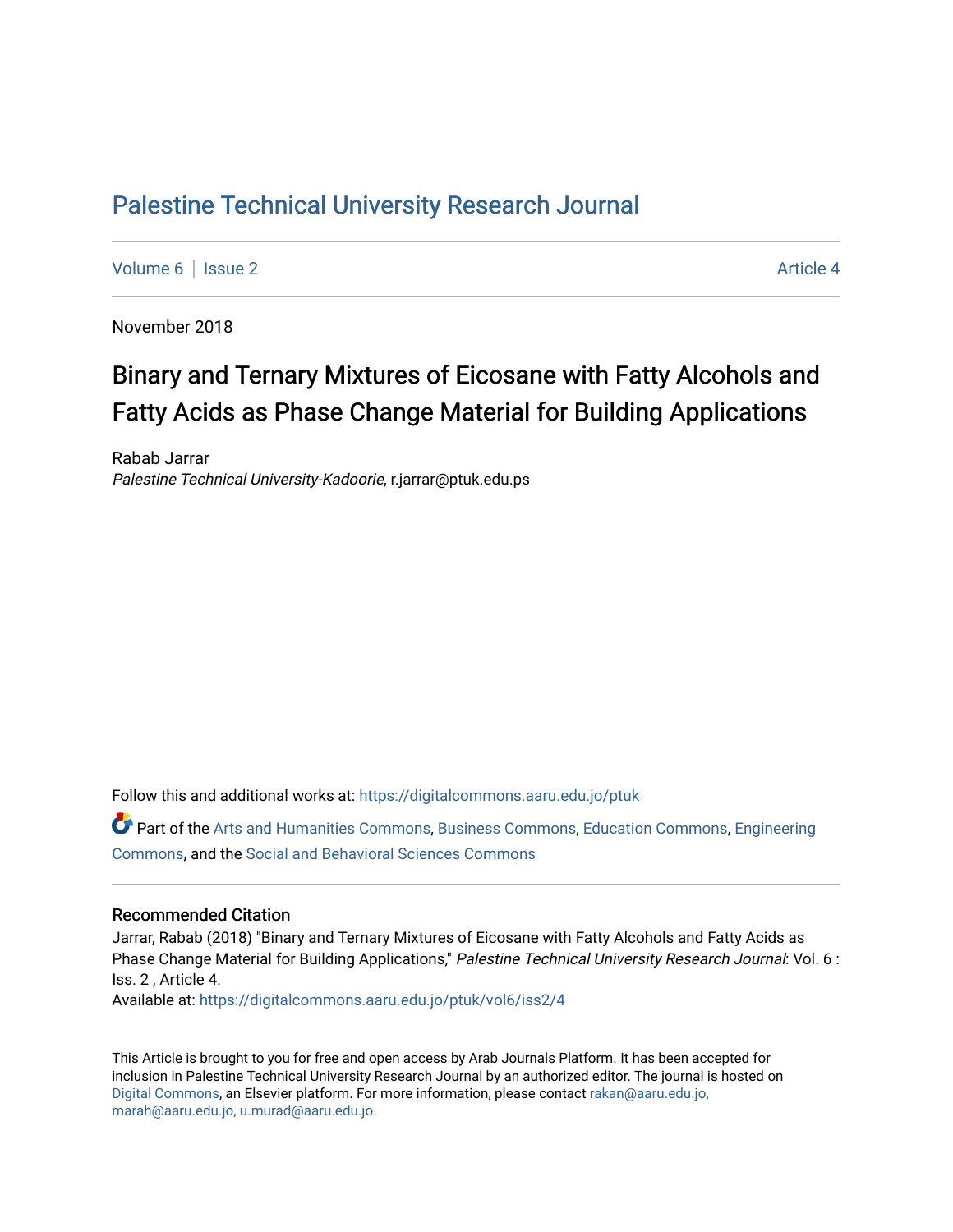# Palestine Technical University Research Journal

Volume 6 | Issue 2 Article 4

November 2018

## Binary and Ternary Mixtures of Eicosane with Fatty Alcohols and Fatty Acids as Phase Change Material for Building Applications

Rabab Jarrar
*Palestine Technical University-Kadoorie*, r.jarrar@ptuk.edu.ps

Follow this and additional works at: https://digitalcommons.aaru.edu.jo/ptuk

Part of the Arts and Humanities Commons, Business Commons, Education Commons, Engineering Commons, and the Social and Behavioral Sciences Commons

### Recommended Citation

Jarrar, Rabab (2018) "Binary and Ternary Mixtures of Eicosane with Fatty Alcohols and Fatty Acids as Phase Change Material for Building Applications," *Palestine Technical University Research Journal*: Vol. 6 : Iss. 2 , Article 4.
Available at: https://digitalcommons.aaru.edu.jo/ptuk/vol6/iss2/4

This Article is brought to you for free and open access by Arab Journals Platform. It has been accepted for inclusion in Palestine Technical University Research Journal by an authorized editor. The journal is hosted on Digital Commons, an Elsevier platform. For more information, please contact rakan@aaru.edu.jo, marah@aaru.edu.jo, u.murad@aaru.edu.jo.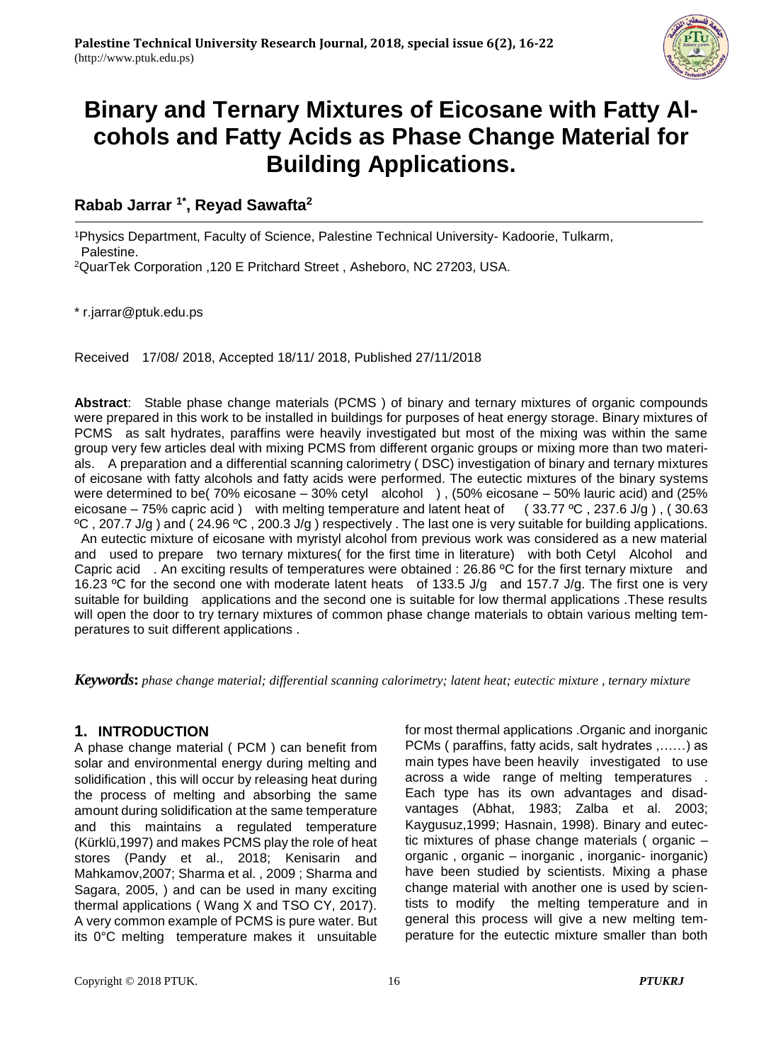# Binary and Ternary Mixtures of Eicosane with Fatty Alcohols and Fatty Acids as Phase Change Material for Building Applications.

## Rabab Jarrar [1*], Reyad Sawafta[2]

[1]Physics Department, Faculty of Science, Palestine Technical University- Kadoorie, Tulkarm, Palestine.
[2]QuarTek Corporation ,120 E Pritchard Street , Asheboro, NC 27203, USA.

* r.jarrar@ptuk.edu.ps

Received 17/08/ 2018, Accepted 18/11/ 2018, Published 27/11/2018

**Abstract**: Stable phase change materials (PCMS ) of binary and ternary mixtures of organic compounds were prepared in this work to be installed in buildings for purposes of heat energy storage. Binary mixtures of PCMS as salt hydrates, paraffins were heavily investigated but most of the mixing was within the same group very few articles deal with mixing PCMS from different organic groups or mixing more than two materials. A preparation and a differential scanning calorimetry ( DSC) investigation of binary and ternary mixtures of eicosane with fatty alcohols and fatty acids were performed. The eutectic mixtures of the binary systems were determined to be( 70% eicosane – 30% cetyl alcohol ) , (50% eicosane – 50% lauric acid) and (25% eicosane – 75% capric acid ) with melting temperature and latent heat of ( 33.77 ºC , 237.6 J/g ) , ( 30.63 ºC , 207.7 J/g ) and ( 24.96 ºC , 200.3 J/g ) respectively . The last one is very suitable for building applications. An eutectic mixture of eicosane with myristyl alcohol from previous work was considered as a new material and used to prepare two ternary mixtures( for the first time in literature) with both Cetyl Alcohol and Capric acid . An exciting results of temperatures were obtained : 26.86 ºC for the first ternary mixture and 16.23 ºC for the second one with moderate latent heats of 133.5 J/g and 157.7 J/g. The first one is very suitable for building applications and the second one is suitable for low thermal applications .These results will open the door to try ternary mixtures of common phase change materials to obtain various melting temperatures to suit different applications .

***Keywords*:** *phase change material; differential scanning calorimetry; latent heat; eutectic mixture , ternary mixture*

## 1. INTRODUCTION

A phase change material ( PCM ) can benefit from solar and environmental energy during melting and solidification , this will occur by releasing heat during the process of melting and absorbing the same amount during solidification at the same temperature and this maintains a regulated temperature (Kürklü,1997) and makes PCMS play the role of heat stores (Pandy et al., 2018; Kenisarin and Mahkamov,2007; Sharma et al. , 2009 ; Sharma and Sagara, 2005, ) and can be used in many exciting thermal applications ( Wang X and TSO CY, 2017). A very common example of PCMS is pure water. But its 0°C melting temperature makes it unsuitable for most thermal applications .Organic and inorganic PCMs ( paraffins, fatty acids, salt hydrates ,……) as main types have been heavily investigated to use across a wide range of melting temperatures . Each type has its own advantages and disadvantages (Abhat, 1983; Zalba et al. 2003; Kaygusuz,1999; Hasnain, 1998). Binary and eutectic mixtures of phase change materials ( organic – organic , organic – inorganic , inorganic- inorganic) have been studied by scientists. Mixing a phase change material with another one is used by scientists to modify the melting temperature and in general this process will give a new melting temperature for the eutectic mixture smaller than both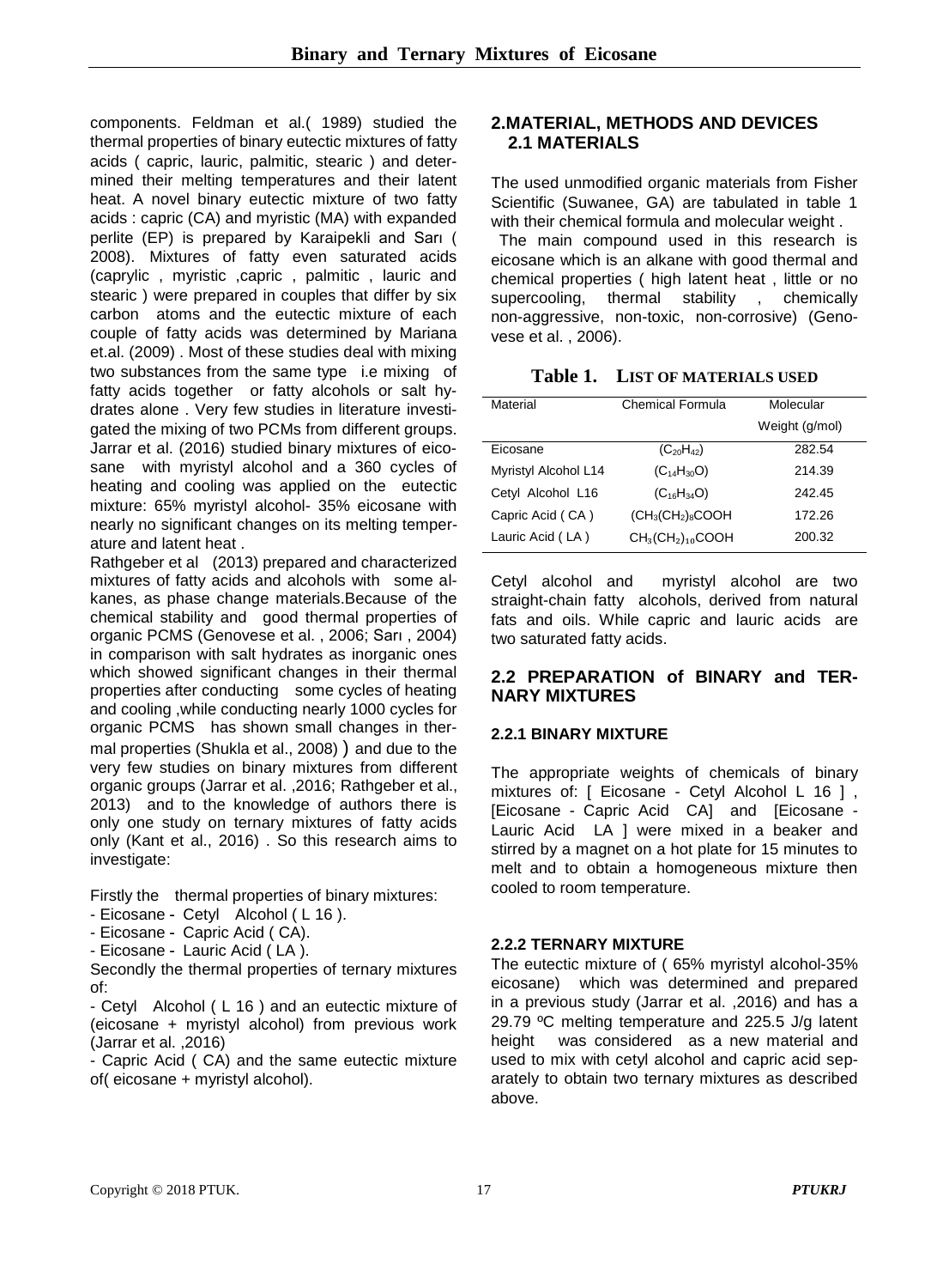components. Feldman et al.( 1989) studied the thermal properties of binary eutectic mixtures of fatty acids ( capric, lauric, palmitic, stearic ) and determined their melting temperatures and their latent heat. A novel binary eutectic mixture of two fatty acids : capric (CA) and myristic (MA) with expanded perlite (EP) is prepared by Karaipekli and Sarı ( 2008). Mixtures of fatty even saturated acids (caprylic , myristic ,capric , palmitic , lauric and stearic ) were prepared in couples that differ by six carbon atoms and the eutectic mixture of each couple of fatty acids was determined by Mariana et.al. (2009) . Most of these studies deal with mixing two substances from the same type i.e mixing of fatty acids together or fatty alcohols or salt hydrates alone . Very few studies in literature investigated the mixing of two PCMs from different groups. Jarrar et al. (2016) studied binary mixtures of eicosane with myristyl alcohol and a 360 cycles of heating and cooling was applied on the eutectic mixture: 65% myristyl alcohol- 35% eicosane with nearly no significant changes on its melting temperature and latent heat .

Rathgeber et al (2013) prepared and characterized mixtures of fatty acids and alcohols with some alkanes, as phase change materials.Because of the chemical stability and good thermal properties of organic PCMS (Genovese et al. , 2006; Sarı , 2004) in comparison with salt hydrates as inorganic ones which showed significant changes in their thermal properties after conducting some cycles of heating and cooling ,while conducting nearly 1000 cycles for organic PCMS has shown small changes in thermal properties (Shukla et al., 2008) ) and due to the very few studies on binary mixtures from different organic groups (Jarrar et al. ,2016; Rathgeber et al., 2013) and to the knowledge of authors there is only one study on ternary mixtures of fatty acids only (Kant et al., 2016) . So this research aims to investigate:

Firstly the thermal properties of binary mixtures:

- Eicosane - Cetyl Alcohol ( L 16 ).
- Eicosane - Capric Acid ( CA).
- Eicosane - Lauric Acid ( LA ).

Secondly the thermal properties of ternary mixtures of:

- Cetyl Alcohol ( L 16 ) and an eutectic mixture of (eicosane + myristyl alcohol) from previous work (Jarrar et al. ,2016)
- Capric Acid ( CA) and the same eutectic mixture of( eicosane + myristyl alcohol).

## 2.MATERIAL, METHODS AND DEVICES

### 2.1 MATERIALS

The used unmodified organic materials from Fisher Scientific (Suwanee, GA) are tabulated in table 1 with their chemical formula and molecular weight .

The main compound used in this research is eicosane which is an alkane with good thermal and chemical properties ( high latent heat , little or no supercooling, thermal stability , chemically non-aggressive, non-toxic, non-corrosive) (Genovese et al. , 2006).

**Table 1. LIST OF MATERIALS USED**

| Material | Chemical Formula | Molecular Weight (g/mol) |
|---|---|---|
| Eicosane | $(C_{20}H_{42})$ | 282.54 |
| Myristyl Alcohol L14 | $(C_{14}H_{30}O)$ | 214.39 |
| Cetyl Alcohol L16 | $(C_{16}H_{34}O)$ | 242.45 |
| Capric Acid ( CA ) | $(CH_3(CH_2)_8COOH$ | 172.26 |
| Lauric Acid ( LA ) | $CH_3(CH_2)_{10}COOH$ | 200.32 |

Cetyl alcohol and myristyl alcohol are two straight-chain fatty alcohols, derived from natural fats and oils. While capric and lauric acids are two saturated fatty acids.

### 2.2 PREPARATION of BINARY and TERNARY MIXTURES

#### 2.2.1 BINARY MIXTURE

The appropriate weights of chemicals of binary mixtures of: [ Eicosane - Cetyl Alcohol L 16 ] , [Eicosane - Capric Acid CA] and [Eicosane - Lauric Acid LA ] were mixed in a beaker and stirred by a magnet on a hot plate for 15 minutes to melt and to obtain a homogeneous mixture then cooled to room temperature.

#### 2.2.2 TERNARY MIXTURE

The eutectic mixture of ( 65% myristyl alcohol-35% eicosane) which was determined and prepared in a previous study (Jarrar et al. ,2016) and has a 29.79 ºC melting temperature and 225.5 J/g latent height was considered as a new material and used to mix with cetyl alcohol and capric acid separately to obtain two ternary mixtures as described above.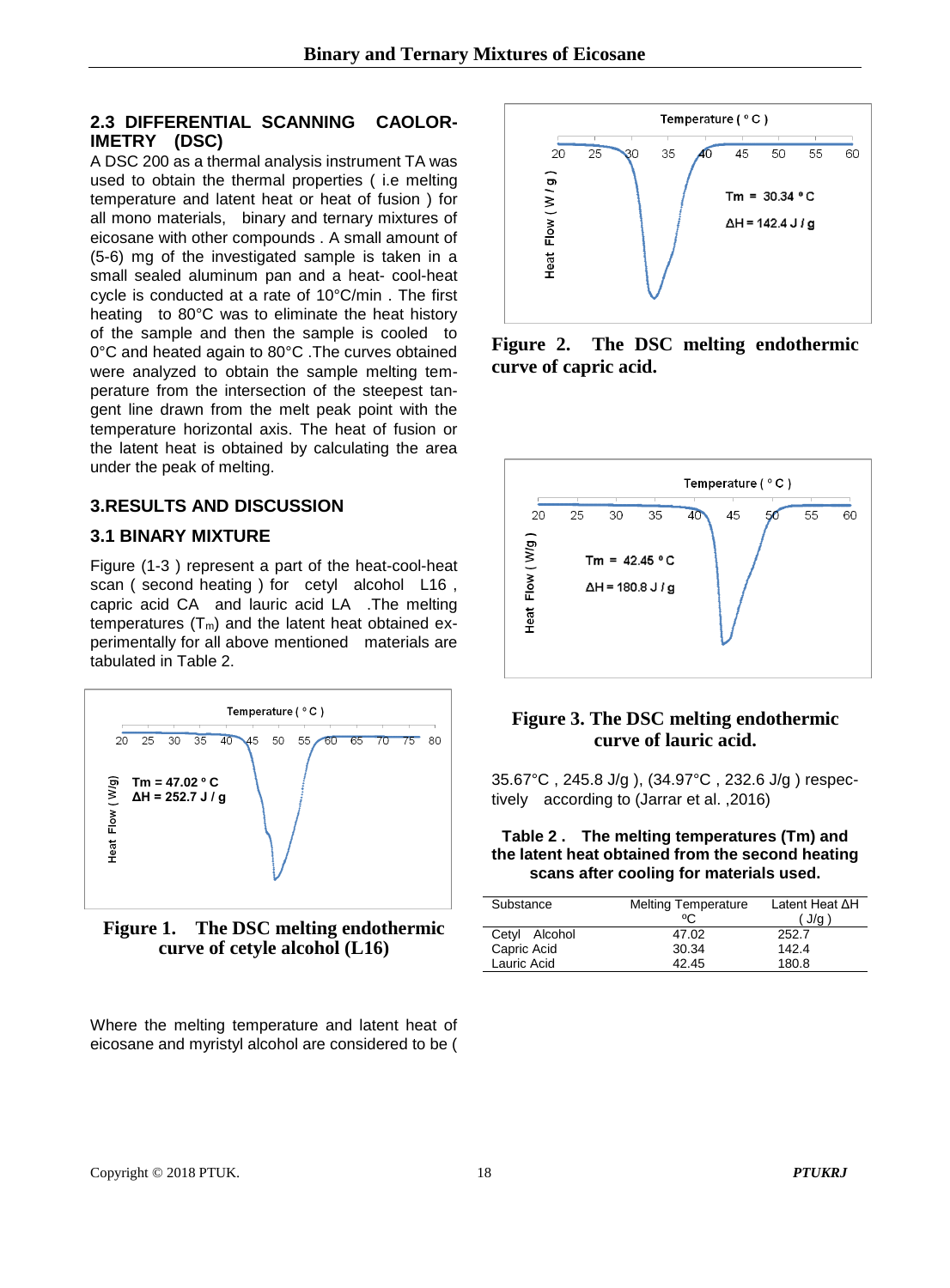### 2.3 DIFFERENTIAL SCANNING CAOLOR-IMETRY (DSC)

A DSC 200 as a thermal analysis instrument TA was used to obtain the thermal properties ( i.e melting temperature and latent heat or heat of fusion ) for all mono materials, binary and ternary mixtures of eicosane with other compounds . A small amount of (5-6) mg of the investigated sample is taken in a small sealed aluminum pan and a heat- cool-heat cycle is conducted at a rate of 10°C/min . The first heating to 80°C was to eliminate the heat history of the sample and then the sample is cooled to 0°C and heated again to 80°C .The curves obtained were analyzed to obtain the sample melting temperature from the intersection of the steepest tangent line drawn from the melt peak point with the temperature horizontal axis. The heat of fusion or the latent heat is obtained by calculating the area under the peak of melting.

## 3.RESULTS AND DISCUSSION

### 3.1 BINARY MIXTURE

Figure (1-3 ) represent a part of the heat-cool-heat scan ( second heating ) for cetyl alcohol L16 , capric acid CA and lauric acid LA .The melting temperatures ($T_m$) and the latent heat obtained experimentally for all above mentioned materials are tabulated in Table 2.

**Figure 1. The DSC melting endothermic curve of cetyle alcohol (L16)**

Where the melting temperature and latent heat of eicosane and myristyl alcohol are considered to be ( 35.67°C , 245.8 J/g ), (34.97°C , 232.6 J/g ) respectively according to (Jarrar et al. ,2016)

**Figure 2. The DSC melting endothermic curve of capric acid.**

**Figure 3. The DSC melting endothermic curve of lauric acid.**

**Table 2 . The melting temperatures (Tm) and the latent heat obtained from the second heating scans after cooling for materials used.**

| Substance | Melting Temperature ºC | Latent Heat ΔH ( J/g ) |
|---|---|---|
| Cetyl Alcohol | 47.02 | 252.7 |
| Capric Acid | 30.34 | 142.4 |
| Lauric Acid | 42.45 | 180.8 |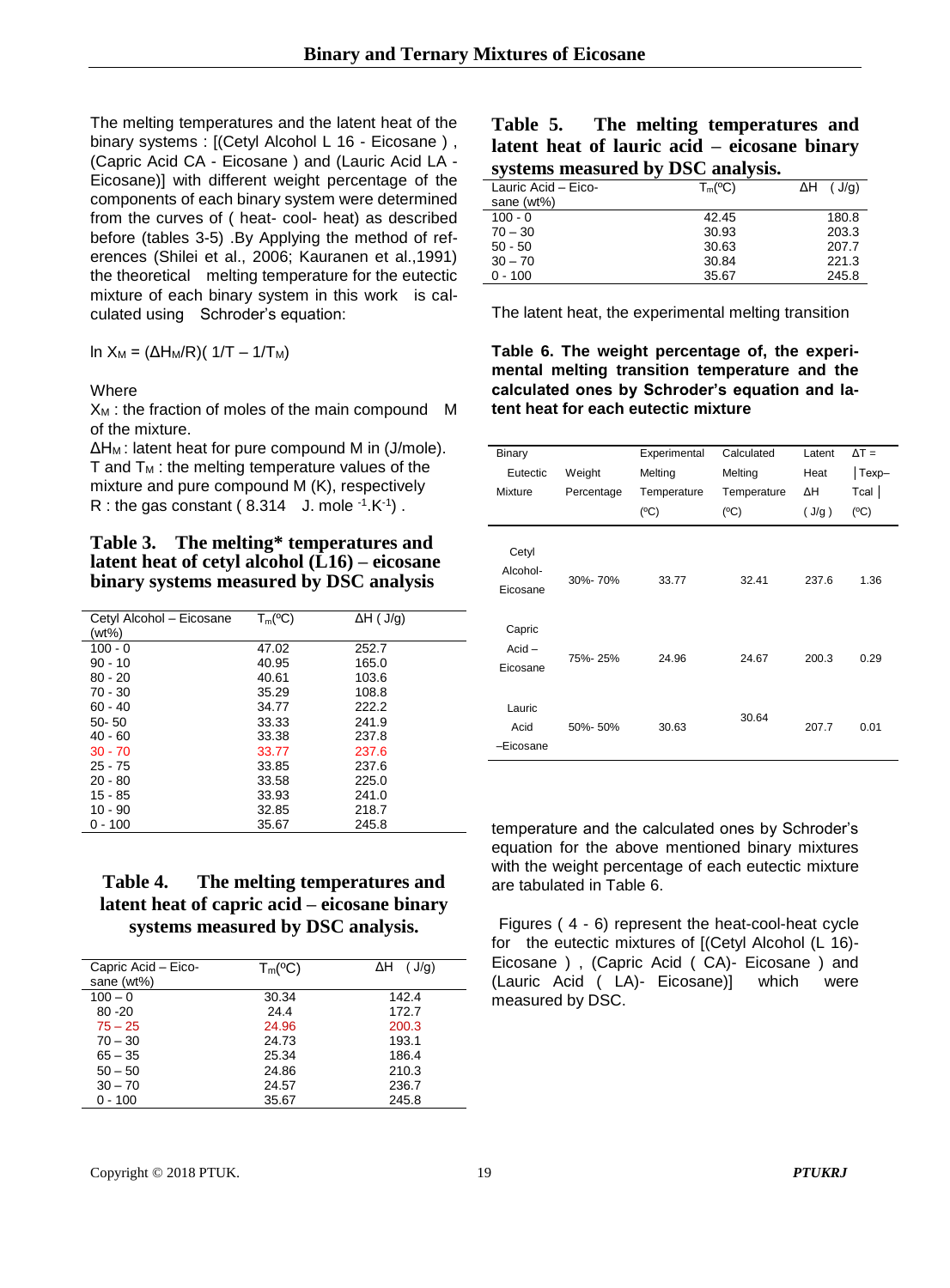The melting temperatures and the latent heat of the binary systems : [(Cetyl Alcohol L 16 - Eicosane ) , (Capric Acid CA - Eicosane ) and (Lauric Acid LA - Eicosane)] with different weight percentage of the components of each binary system were determined from the curves of ( heat- cool- heat) as described before (tables 3-5) .By Applying the method of references (Shilei et al., 2006; Kauranen et al.,1991) the theoretical melting temperature for the eutectic mixture of each binary system in this work is calculated using Schroder's equation:

$$\ln X_M = (\Delta H_M/R)( 1/T - 1/T_M)$$

Where

$X_M$ : the fraction of moles of the main compound M of the mixture.

$\Delta H_M$ : latent heat for pure compound M in (J/mole).

T and $T_M$ : the melting temperature values of the mixture and pure compound M (K), respectively

R : the gas constant ( 8.314 J. mole $^{-1}$.K$^{-1}$) .

**Table 3. The melting* temperatures and latent heat of cetyl alcohol (L16) – eicosane binary systems measured by DSC analysis**

| Cetyl Alcohol – Eicosane (wt%) | $T_m$(ºC) | ΔH ( J/g) |
|---|---|---|
| 100 - 0 | 47.02 | 252.7 |
| 90 - 10 | 40.95 | 165.0 |
| 80 - 20 | 40.61 | 103.6 |
| 70 - 30 | 35.29 | 108.8 |
| 60 - 40 | 34.77 | 222.2 |
| 50- 50 | 33.33 | 241.9 |
| 40 - 60 | 33.38 | 237.8 |
| 30 - 70 | 33.77 | 237.6 |
| 25 - 75 | 33.85 | 237.6 |
| 20 - 80 | 33.58 | 225.0 |
| 15 - 85 | 33.93 | 241.0 |
| 10 - 90 | 32.85 | 218.7 |
| 0 - 100 | 35.67 | 245.8 |

**Table 4. The melting temperatures and latent heat of capric acid – eicosane binary systems measured by DSC analysis.**

| Capric Acid – Eicosane (wt%) | $T_m$(ºC) | ΔH ( J/g) |
|---|---|---|
| 100 – 0 | 30.34 | 142.4 |
| 80 -20 | 24.4 | 172.7 |
| 75 – 25 | 24.96 | 200.3 |
| 70 – 30 | 24.73 | 193.1 |
| 65 – 35 | 25.34 | 186.4 |
| 50 – 50 | 24.86 | 210.3 |
| 30 – 70 | 24.57 | 236.7 |
| 0 - 100 | 35.67 | 245.8 |

**Table 5. The melting temperatures and latent heat of lauric acid – eicosane binary systems measured by DSC analysis.**

| Lauric Acid – Eicosane (wt%) | $T_m$(ºC) | ΔH ( J/g) |
|---|---|---|
| 100 - 0 | 42.45 | 180.8 |
| 70 – 30 | 30.93 | 203.3 |
| 50 - 50 | 30.63 | 207.7 |
| 30 – 70 | 30.84 | 221.3 |
| 0 - 100 | 35.67 | 245.8 |

The latent heat, the experimental melting transition temperature and the calculated ones by Schroder's equation for the above mentioned binary mixtures with the weight percentage of each eutectic mixture are tabulated in Table 6.

**Table 6. The weight percentage of, the experimental melting transition temperature and the calculated ones by Schroder's equation and latent heat for each eutectic mixture**

| Binary Eutectic Mixture | Weight Percentage | Experimental Melting Temperature (ºC) | Calculated Melting Temperature (ºC) | Latent Heat ΔH ( J/g ) | ΔT = │Texp– Tcal│ (ºC) |
|---|---|---|---|---|---|
| Cetyl Alcohol-Eicosane | 30%- 70% | 33.77 | 32.41 | 237.6 | 1.36 |
| Capric Acid – Eicosane | 75%- 25% | 24.96 | 24.67 | 200.3 | 0.29 |
| Lauric Acid –Eicosane | 50%- 50% | 30.63 | 30.64 | 207.7 | 0.01 |

Figures ( 4 - 6) represent the heat-cool-heat cycle for the eutectic mixtures of [(Cetyl Alcohol (L 16)- Eicosane ) , (Capric Acid ( CA)- Eicosane ) and (Lauric Acid ( LA)- Eicosane)] which were measured by DSC.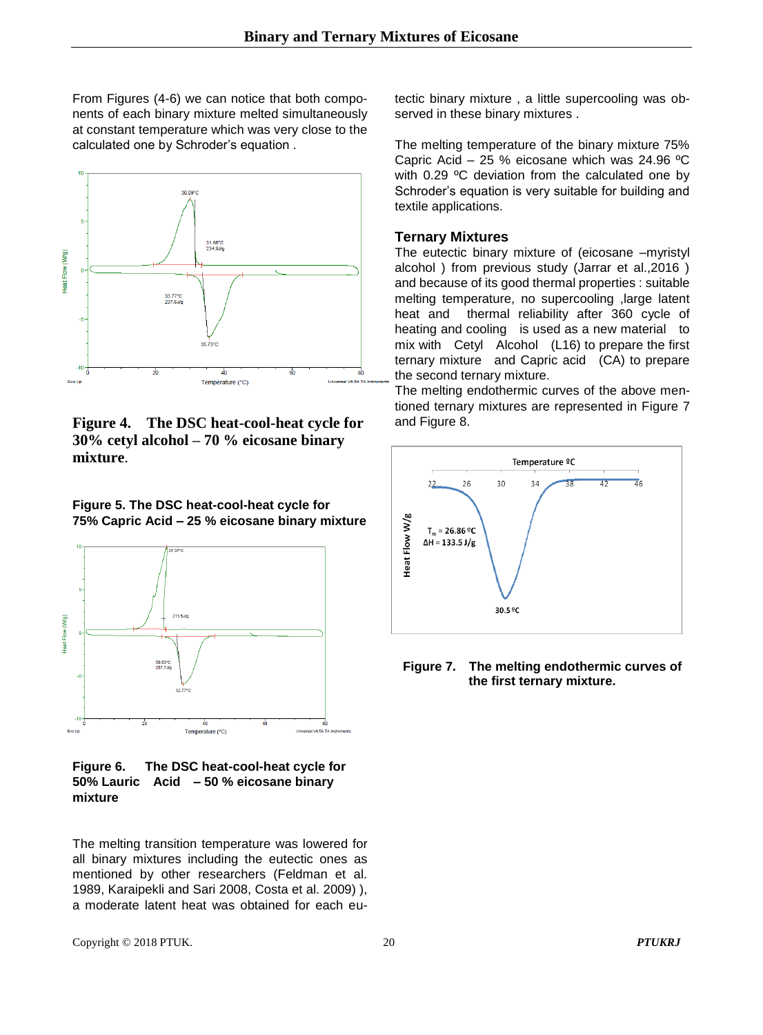From Figures (4-6) we can notice that both components of each binary mixture melted simultaneously at constant temperature which was very close to the calculated one by Schroder's equation .

**Figure 4. The DSC heat-cool-heat cycle for 30% cetyl alcohol – 70 % eicosane binary mixture**.

**Figure 5. The DSC heat-cool-heat cycle for 75% Capric Acid – 25 % eicosane binary mixture**

**Figure 6. The DSC heat-cool-heat cycle for 50% Lauric Acid – 50 % eicosane binary mixture**

The melting transition temperature was lowered for all binary mixtures including the eutectic ones as mentioned by other researchers (Feldman et al. 1989, Karaipekli and Sari 2008, Costa et al. 2009) ), a moderate latent heat was obtained for each eutectic binary mixture , a little supercooling was observed in these binary mixtures .

The melting temperature of the binary mixture 75% Capric Acid – 25 % eicosane which was 24.96 ºC with 0.29 ºC deviation from the calculated one by Schroder's equation is very suitable for building and textile applications.

### Ternary Mixtures

The eutectic binary mixture of (eicosane –myristyl alcohol ) from previous study (Jarrar et al.,2016 ) and because of its good thermal properties : suitable melting temperature, no supercooling ,large latent heat and thermal reliability after 360 cycle of heating and cooling is used as a new material to mix with Cetyl Alcohol (L16) to prepare the first ternary mixture and Capric acid (CA) to prepare the second ternary mixture.

The melting endothermic curves of the above mentioned ternary mixtures are represented in Figure 7 and Figure 8.

**Figure 7. The melting endothermic curves of the first ternary mixture.**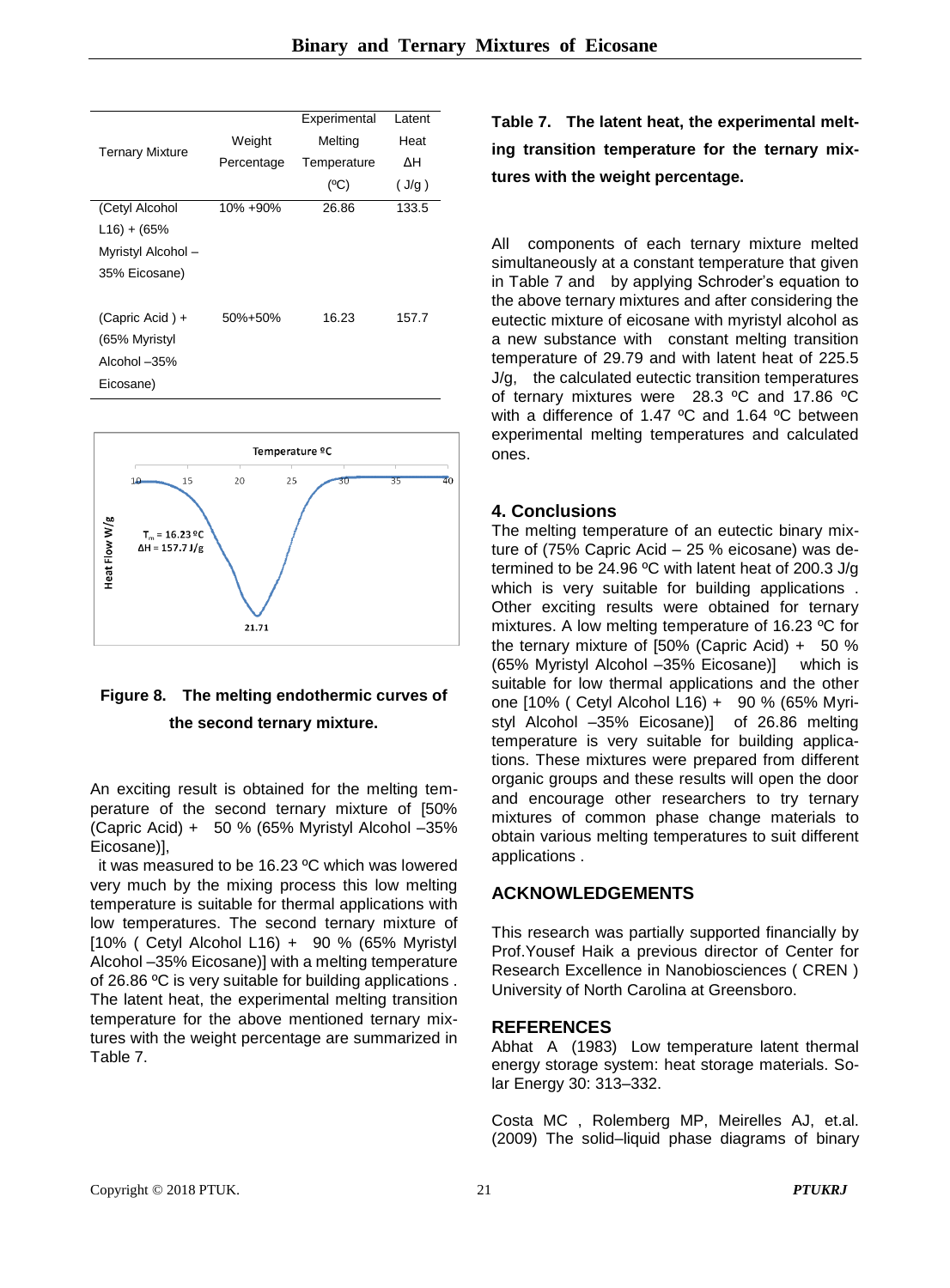| Ternary Mixture | Weight Percentage | Experimental Melting Temperature (ºC) | Latent Heat ΔH ( J/g ) |
|---|---|---|---|
| (Cetyl Alcohol L16) + (65% Myristyl Alcohol – 35% Eicosane) | 10% +90% | 26.86 | 133.5 |
| (Capric Acid ) + (65% Myristyl Alcohol –35% Eicosane) | 50%+50% | 16.23 | 157.7 |

**Table 7. The latent heat, the experimental melting transition temperature for the ternary mixtures with the weight percentage.**

**Figure 8. The melting endothermic curves of the second ternary mixture.**

An exciting result is obtained for the melting temperature of the second ternary mixture of [50% (Capric Acid) + 50 % (65% Myristyl Alcohol –35% Eicosane)],

it was measured to be 16.23 ºC which was lowered very much by the mixing process this low melting temperature is suitable for thermal applications with low temperatures. The second ternary mixture of [10% ( Cetyl Alcohol L16) + 90 % (65% Myristyl Alcohol –35% Eicosane)] with a melting temperature of 26.86 ºC is very suitable for building applications . The latent heat, the experimental melting transition temperature for the above mentioned ternary mixtures with the weight percentage are summarized in Table 7.

All components of each ternary mixture melted simultaneously at a constant temperature that given in Table 7 and by applying Schroder's equation to the above ternary mixtures and after considering the eutectic mixture of eicosane with myristyl alcohol as a new substance with constant melting transition temperature of 29.79 and with latent heat of 225.5 J/g, the calculated eutectic transition temperatures of ternary mixtures were 28.3 ºC and 17.86 ºC with a difference of 1.47 ºC and 1.64 ºC between experimental melting temperatures and calculated ones.

## 4. Conclusions

The melting temperature of an eutectic binary mixture of (75% Capric Acid – 25 % eicosane) was determined to be 24.96 ºC with latent heat of 200.3 J/g which is very suitable for building applications . Other exciting results were obtained for ternary mixtures. A low melting temperature of 16.23 ºC for the ternary mixture of [50% (Capric Acid) + 50 % (65% Myristyl Alcohol –35% Eicosane)] which is suitable for low thermal applications and the other one [10% ( Cetyl Alcohol L16) + 90 % (65% Myristyl Alcohol –35% Eicosane)] of 26.86 melting temperature is very suitable for building applications. These mixtures were prepared from different organic groups and these results will open the door and encourage other researchers to try ternary mixtures of common phase change materials to obtain various melting temperatures to suit different applications .

## ACKNOWLEDGEMENTS

This research was partially supported financially by Prof.Yousef Haik a previous director of Center for Research Excellence in Nanobiosciences ( CREN ) University of North Carolina at Greensboro.

## REFERENCES

Abhat A (1983) Low temperature latent thermal energy storage system: heat storage materials. Solar Energy 30: 313–332.

Costa MC , Rolemberg MP, Meirelles AJ, et.al. (2009) The solid–liquid phase diagrams of binary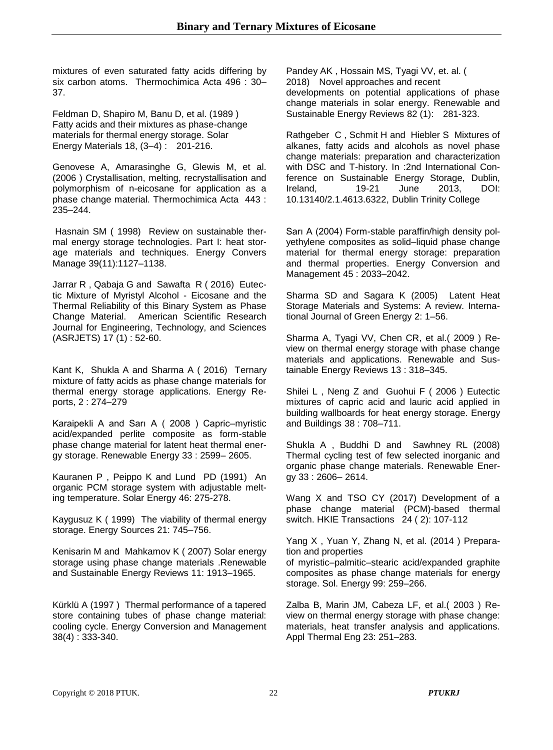mixtures of even saturated fatty acids differing by six carbon atoms. Thermochimica Acta 496 : 30–37.

Feldman D, Shapiro M, Banu D, et al. (1989 ) Fatty acids and their mixtures as phase-change materials for thermal energy storage. Solar Energy Materials 18, (3–4) : 201-216.

Genovese A, Amarasinghe G, Glewis M, et al. (2006 ) Crystallisation, melting, recrystallisation and polymorphism of n-eicosane for application as a phase change material. Thermochimica Acta 443 : 235–244.

Hasnain SM ( 1998) Review on sustainable thermal energy storage technologies. Part I: heat storage materials and techniques. Energy Convers Manage 39(11):1127–1138.

Jarrar R , Qabaja G and Sawafta R ( 2016) Eutectic Mixture of Myristyl Alcohol - Eicosane and the Thermal Reliability of this Binary System as Phase Change Material. American Scientific Research Journal for Engineering, Technology, and Sciences (ASRJETS) 17 (1) : 52-60.

Kant K, Shukla A and Sharma A ( 2016) Ternary mixture of fatty acids as phase change materials for thermal energy storage applications. Energy Reports, 2 : 274–279

Karaipekli A and Sarı A ( 2008 ) Capric–myristic acid/expanded perlite composite as form-stable phase change material for latent heat thermal energy storage. Renewable Energy 33 : 2599– 2605.

Kauranen P , Peippo K and Lund PD (1991) An organic PCM storage system with adjustable melting temperature. Solar Energy 46: 275-278.

Kaygusuz K ( 1999) The viability of thermal energy storage. Energy Sources 21: 745–756.

Kenisarin M and Mahkamov K ( 2007) Solar energy storage using phase change materials .Renewable and Sustainable Energy Reviews 11: 1913–1965.

Kürklü A (1997 ) Thermal performance of a tapered store containing tubes of phase change material: cooling cycle. Energy Conversion and Management 38(4) : 333-340.

Pandey AK , Hossain MS, Tyagi VV, et. al. ( 2018) Novel approaches and recent developments on potential applications of phase change materials in solar energy. Renewable and Sustainable Energy Reviews 82 (1): 281-323.

Rathgeber C , Schmit H and Hiebler S Mixtures of alkanes, fatty acids and alcohols as novel phase change materials: preparation and characterization with DSC and T-history. In :2nd International Conference on Sustainable Energy Storage, Dublin, Ireland, 19-21 June 2013, DOI: 10.13140/2.1.4613.6322, Dublin Trinity College

Sarı A (2004) Form-stable paraffin/high density polyethylene composites as solid–liquid phase change material for thermal energy storage: preparation and thermal properties. Energy Conversion and Management 45 : 2033–2042.

Sharma SD and Sagara K (2005) Latent Heat Storage Materials and Systems: A review. International Journal of Green Energy 2: 1–56.

Sharma A, Tyagi VV, Chen CR, et al.( 2009 ) Review on thermal energy storage with phase change materials and applications. Renewable and Sustainable Energy Reviews 13 : 318–345.

Shilei L , Neng Z and Guohui F ( 2006 ) Eutectic mixtures of capric acid and lauric acid applied in building wallboards for heat energy storage. Energy and Buildings 38 : 708–711.

Shukla A , Buddhi D and Sawhney RL (2008) Thermal cycling test of few selected inorganic and organic phase change materials. Renewable Energy 33 : 2606– 2614.

Wang X and TSO CY (2017) Development of a phase change material (PCM)-based thermal switch. HKIE Transactions 24 ( 2): 107-112

Yang X , Yuan Y, Zhang N, et al. (2014 ) Preparation and properties of myristic–palmitic–stearic acid/expanded graphite composites as phase change materials for energy storage. Sol. Energy 99: 259–266.

Zalba B, Marin JM, Cabeza LF, et al.( 2003 ) Review on thermal energy storage with phase change: materials, heat transfer analysis and applications. Appl Thermal Eng 23: 251–283.